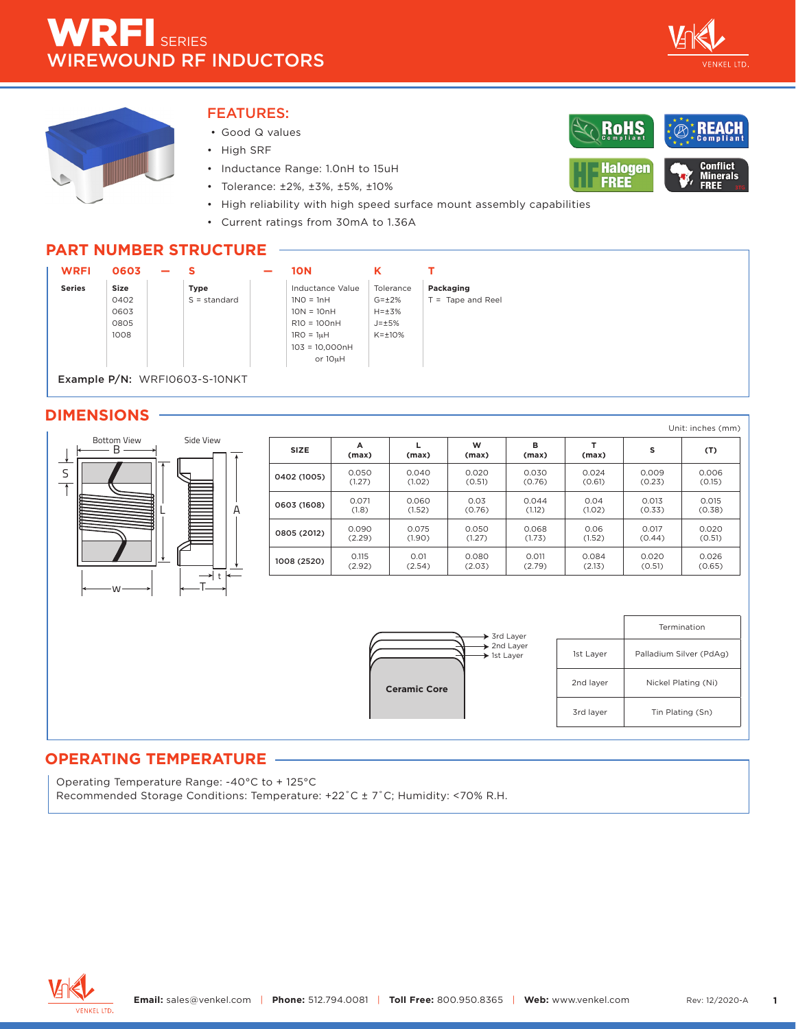# WRFI SERIES
## WIREWOUND RF INDUCTORS

## FEATURES:

- Good Q values
- High SRF
- Inductance Range: 1.0nH to 15uH
- Tolerance: ±2%, ±3%, ±5%, ±10%
- High reliability with high speed surface mount assembly capabilities
- Current ratings from 30mA to 1.36A

## PART NUMBER STRUCTURE

| WRFI | 0603 | — | S | — | 10N | K | T |
|---|---|---|---|---|---|---|---|
| **Series** | **Size** | | **Type** | | Inductance Value | Tolerance | **Packaging** |
| | 0402 | | S = standard | | 1N0 = 1nH | G=±2% | T = Tape and Reel |
| | 0603 | | | | 10N = 10nH | H=±3% | |
| | 0805 | | | | R10 = 100nH | J=±5% | |
| | 1008 | | | | 1R0 = 1µH | K=±10% | |
| | | | | | 103 = 10,000nH or 10µH | | |

**Example P/N:** WRFI0603-S-10NKT

## DIMENSIONS

Unit: inches (mm)

| SIZE | A (max) | L (max) | W (max) | B (max) | T (max) | S | (T) |
|---|---|---|---|---|---|---|---|
| 0402 (1005) | 0.050 (1.27) | 0.040 (1.02) | 0.020 (0.51) | 0.030 (0.76) | 0.024 (0.61) | 0.009 (0.23) | 0.006 (0.15) |
| 0603 (1608) | 0.071 (1.8) | 0.060 (1.52) | 0.03 (0.76) | 0.044 (1.12) | 0.04 (1.02) | 0.013 (0.33) | 0.015 (0.38) |
| 0805 (2012) | 0.090 (2.29) | 0.075 (1.90) | 0.050 (1.27) | 0.068 (1.73) | 0.06 (1.52) | 0.017 (0.44) | 0.020 (0.51) |
| 1008 (2520) | 0.115 (2.92) | 0.01 (2.54) | 0.080 (2.03) | 0.011 (2.79) | 0.084 (2.13) | 0.020 (0.51) | 0.026 (0.65) |

| | Termination |
|---|---|
| 1st Layer | Palladium Silver (PdAg) |
| 2nd layer | Nickel Plating (Ni) |
| 3rd layer | Tin Plating (Sn) |

## OPERATING TEMPERATURE

Operating Temperature Range: -40°C to + 125°C
Recommended Storage Conditions: Temperature: +22˚C ± 7˚C; Humidity: <70% R.H.

**Email:** sales@venkel.com | **Phone:** 512.794.0081 | **Toll Free:** 800.950.8365 | **Web:** www.venkel.com Rev: 12/2020-A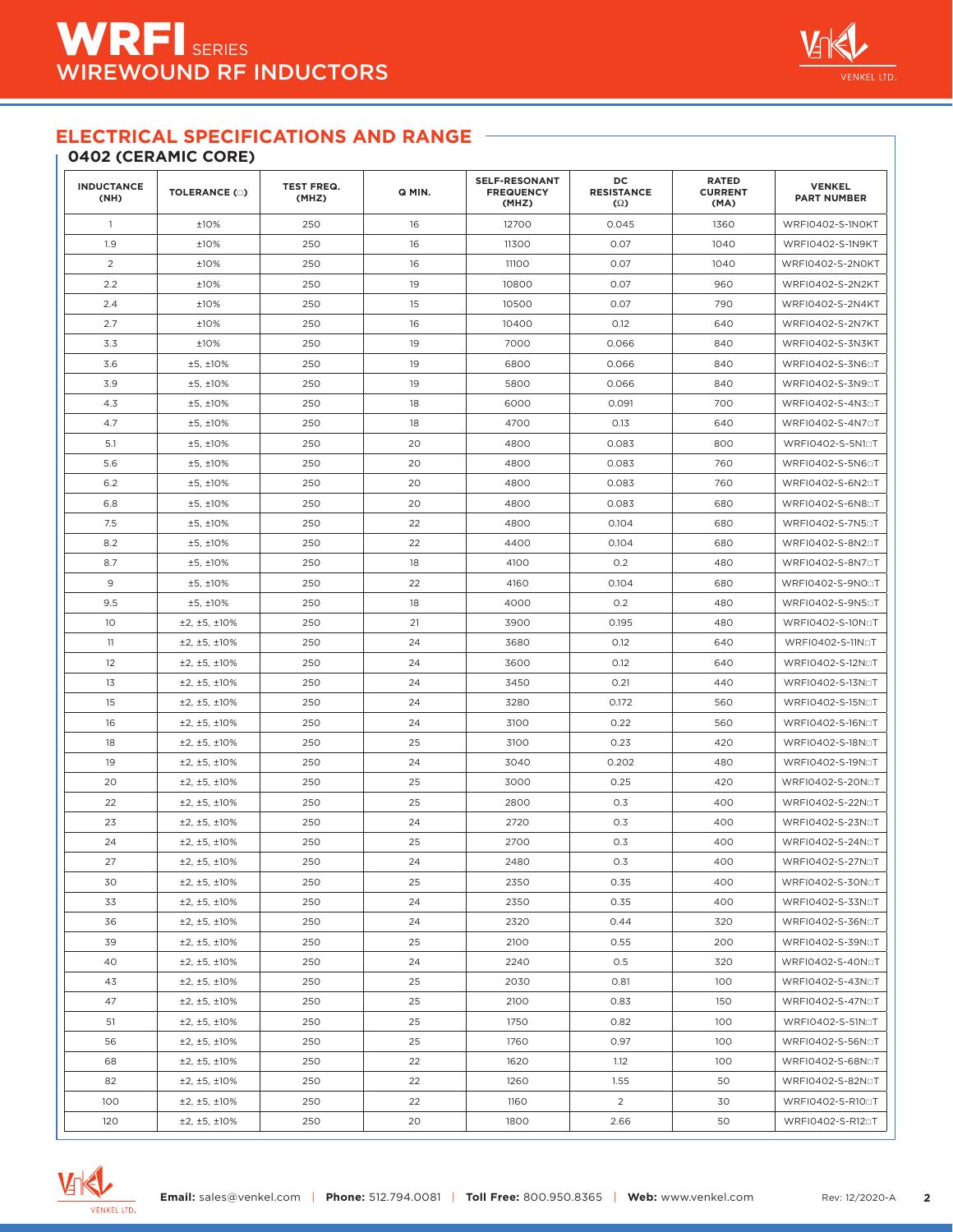# WRFI SERIES
## WIREWOUND RF INDUCTORS

## ELECTRICAL SPECIFICATIONS AND RANGE

### 0402 (CERAMIC CORE)

| INDUCTANCE (NH) | TOLERANCE (□) | TEST FREQ. (MHZ) | Q MIN. | SELF-RESONANT FREQUENCY (MHZ) | DC RESISTANCE (Ω) | RATED CURRENT (MA) | VENKEL PART NUMBER |
|---|---|---|---|---|---|---|---|
| 1 | ±10% | 250 | 16 | 12700 | 0.045 | 1360 | WRFI0402-S-1N0KT |
| 1.9 | ±10% | 250 | 16 | 11300 | 0.07 | 1040 | WRFI0402-S-1N9KT |
| 2 | ±10% | 250 | 16 | 11100 | 0.07 | 1040 | WRFI0402-S-2N0KT |
| 2.2 | ±10% | 250 | 19 | 10800 | 0.07 | 960 | WRFI0402-S-2N2KT |
| 2.4 | ±10% | 250 | 15 | 10500 | 0.07 | 790 | WRFI0402-S-2N4KT |
| 2.7 | ±10% | 250 | 16 | 10400 | 0.12 | 640 | WRFI0402-S-2N7KT |
| 3.3 | ±10% | 250 | 19 | 7000 | 0.066 | 840 | WRFI0402-S-3N3KT |
| 3.6 | ±5, ±10% | 250 | 19 | 6800 | 0.066 | 840 | WRFI0402-S-3N6□T |
| 3.9 | ±5, ±10% | 250 | 19 | 5800 | 0.066 | 840 | WRFI0402-S-3N9□T |
| 4.3 | ±5, ±10% | 250 | 18 | 6000 | 0.091 | 700 | WRFI0402-S-4N3□T |
| 4.7 | ±5, ±10% | 250 | 18 | 4700 | 0.13 | 640 | WRFI0402-S-4N7□T |
| 5.1 | ±5, ±10% | 250 | 20 | 4800 | 0.083 | 800 | WRFI0402-S-5N1□T |
| 5.6 | ±5, ±10% | 250 | 20 | 4800 | 0.083 | 760 | WRFI0402-S-5N6□T |
| 6.2 | ±5, ±10% | 250 | 20 | 4800 | 0.083 | 760 | WRFI0402-S-6N2□T |
| 6.8 | ±5, ±10% | 250 | 20 | 4800 | 0.083 | 680 | WRFI0402-S-6N8□T |
| 7.5 | ±5, ±10% | 250 | 22 | 4800 | 0.104 | 680 | WRFI0402-S-7N5□T |
| 8.2 | ±5, ±10% | 250 | 22 | 4400 | 0.104 | 680 | WRFI0402-S-8N2□T |
| 8.7 | ±5, ±10% | 250 | 18 | 4100 | 0.2 | 480 | WRFI0402-S-8N7□T |
| 9 | ±5, ±10% | 250 | 22 | 4160 | 0.104 | 680 | WRFI0402-S-9N0□T |
| 9.5 | ±5, ±10% | 250 | 18 | 4000 | 0.2 | 480 | WRFI0402-S-9N5□T |
| 10 | ±2, ±5, ±10% | 250 | 21 | 3900 | 0.195 | 480 | WRFI0402-S-10N□T |
| 11 | ±2, ±5, ±10% | 250 | 24 | 3680 | 0.12 | 640 | WRFI0402-S-11N□T |
| 12 | ±2, ±5, ±10% | 250 | 24 | 3600 | 0.12 | 640 | WRFI0402-S-12N□T |
| 13 | ±2, ±5, ±10% | 250 | 24 | 3450 | 0.21 | 440 | WRFI0402-S-13N□T |
| 15 | ±2, ±5, ±10% | 250 | 24 | 3280 | 0.172 | 560 | WRFI0402-S-15N□T |
| 16 | ±2, ±5, ±10% | 250 | 24 | 3100 | 0.22 | 560 | WRFI0402-S-16N□T |
| 18 | ±2, ±5, ±10% | 250 | 25 | 3100 | 0.23 | 420 | WRFI0402-S-18N□T |
| 19 | ±2, ±5, ±10% | 250 | 24 | 3040 | 0.202 | 480 | WRFI0402-S-19N□T |
| 20 | ±2, ±5, ±10% | 250 | 25 | 3000 | 0.25 | 420 | WRFI0402-S-20N□T |
| 22 | ±2, ±5, ±10% | 250 | 25 | 2800 | 0.3 | 400 | WRFI0402-S-22N□T |
| 23 | ±2, ±5, ±10% | 250 | 24 | 2720 | 0.3 | 400 | WRFI0402-S-23N□T |
| 24 | ±2, ±5, ±10% | 250 | 25 | 2700 | 0.3 | 400 | WRFI0402-S-24N□T |
| 27 | ±2, ±5, ±10% | 250 | 24 | 2480 | 0.3 | 400 | WRFI0402-S-27N□T |
| 30 | ±2, ±5, ±10% | 250 | 25 | 2350 | 0.35 | 400 | WRFI0402-S-30N□T |
| 33 | ±2, ±5, ±10% | 250 | 24 | 2350 | 0.35 | 400 | WRFI0402-S-33N□T |
| 36 | ±2, ±5, ±10% | 250 | 24 | 2320 | 0.44 | 320 | WRFI0402-S-36N□T |
| 39 | ±2, ±5, ±10% | 250 | 25 | 2100 | 0.55 | 200 | WRFI0402-S-39N□T |
| 40 | ±2, ±5, ±10% | 250 | 24 | 2240 | 0.5 | 320 | WRFI0402-S-40N□T |
| 43 | ±2, ±5, ±10% | 250 | 25 | 2030 | 0.81 | 100 | WRFI0402-S-43N□T |
| 47 | ±2, ±5, ±10% | 250 | 25 | 2100 | 0.83 | 150 | WRFI0402-S-47N□T |
| 51 | ±2, ±5, ±10% | 250 | 25 | 1750 | 0.82 | 100 | WRFI0402-S-51N□T |
| 56 | ±2, ±5, ±10% | 250 | 25 | 1760 | 0.97 | 100 | WRFI0402-S-56N□T |
| 68 | ±2, ±5, ±10% | 250 | 22 | 1620 | 1.12 | 100 | WRFI0402-S-68N□T |
| 82 | ±2, ±5, ±10% | 250 | 22 | 1260 | 1.55 | 50 | WRFI0402-S-82N□T |
| 100 | ±2, ±5, ±10% | 250 | 22 | 1160 | 2 | 30 | WRFI0402-S-R10□T |
| 120 | ±2, ±5, ±10% | 250 | 20 | 1800 | 2.66 | 50 | WRFI0402-S-R12□T |

**Email:** sales@venkel.com | **Phone:** 512.794.0081 | **Toll Free:** 800.950.8365 | **Web:** www.venkel.com    Rev: 12/2020-A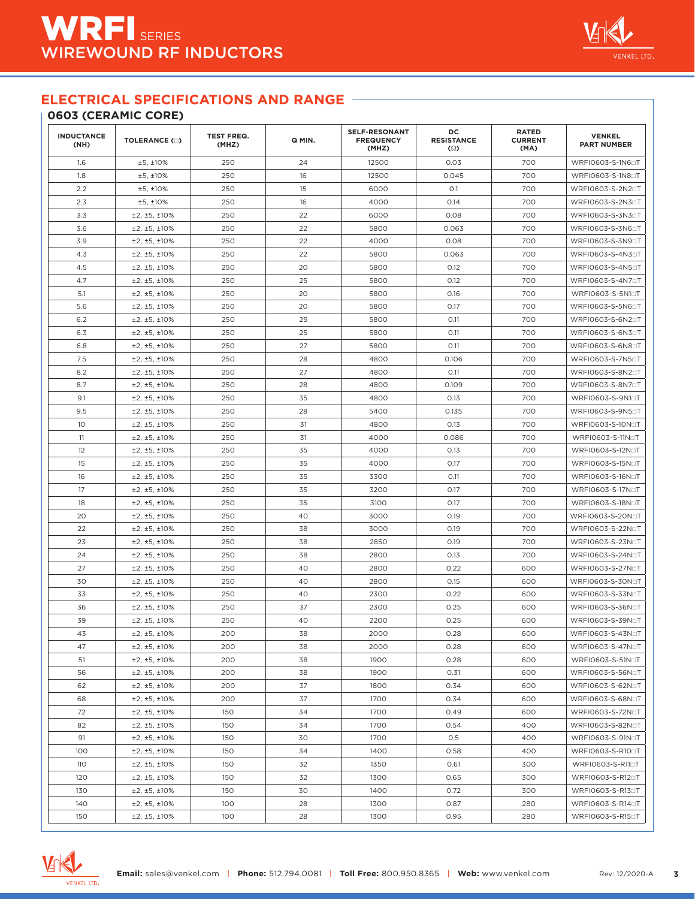# WRFI SERIES WIREWOUND RF INDUCTORS

## ELECTRICAL SPECIFICATIONS AND RANGE

### 0603 (CERAMIC CORE)

| INDUCTANCE (NH) | TOLERANCE (□) | TEST FREQ. (MHZ) | Q MIN. | SELF-RESONANT FREQUENCY (MHZ) | DC RESISTANCE (Ω) | RATED CURRENT (MA) | VENKEL PART NUMBER |
|---|---|---|---|---|---|---|---|
| 1.6 | ±5, ±10% | 250 | 24 | 12500 | 0.03 | 700 | WRFI0603-S-1N6□T |
| 1.8 | ±5, ±10% | 250 | 16 | 12500 | 0.045 | 700 | WRFI0603-S-1N8□T |
| 2.2 | ±5, ±10% | 250 | 15 | 6000 | 0.1 | 700 | WRFI0603-S-2N2□T |
| 2.3 | ±5, ±10% | 250 | 16 | 4000 | 0.14 | 700 | WRFI0603-S-2N3□T |
| 3.3 | ±2, ±5, ±10% | 250 | 22 | 6000 | 0.08 | 700 | WRFI0603-S-3N3□T |
| 3.6 | ±2, ±5, ±10% | 250 | 22 | 5800 | 0.063 | 700 | WRFI0603-S-3N6□T |
| 3.9 | ±2, ±5, ±10% | 250 | 22 | 4000 | 0.08 | 700 | WRFI0603-S-3N9□T |
| 4.3 | ±2, ±5, ±10% | 250 | 22 | 5800 | 0.063 | 700 | WRFI0603-S-4N3□T |
| 4.5 | ±2, ±5, ±10% | 250 | 20 | 5800 | 0.12 | 700 | WRFI0603-S-4N5□T |
| 4.7 | ±2, ±5, ±10% | 250 | 25 | 5800 | 0.12 | 700 | WRFI0603-S-4N7□T |
| 5.1 | ±2, ±5, ±10% | 250 | 20 | 5800 | 0.16 | 700 | WRFI0603-S-5N1□T |
| 5.6 | ±2, ±5, ±10% | 250 | 20 | 5800 | 0.17 | 700 | WRFI0603-S-5N6□T |
| 6.2 | ±2, ±5, ±10% | 250 | 25 | 5800 | 0.11 | 700 | WRFI0603-S-6N2□T |
| 6.3 | ±2, ±5, ±10% | 250 | 25 | 5800 | 0.11 | 700 | WRFI0603-S-6N3□T |
| 6.8 | ±2, ±5, ±10% | 250 | 27 | 5800 | 0.11 | 700 | WRFI0603-S-6N8□T |
| 7.5 | ±2, ±5, ±10% | 250 | 28 | 4800 | 0.106 | 700 | WRFI0603-S-7N5□T |
| 8.2 | ±2, ±5, ±10% | 250 | 27 | 4800 | 0.11 | 700 | WRFI0603-S-8N2□T |
| 8.7 | ±2, ±5, ±10% | 250 | 28 | 4800 | 0.109 | 700 | WRFI0603-S-8N7□T |
| 9.1 | ±2, ±5, ±10% | 250 | 35 | 4800 | 0.13 | 700 | WRFI0603-S-9N1□T |
| 9.5 | ±2, ±5, ±10% | 250 | 28 | 5400 | 0.135 | 700 | WRFI0603-S-9N5□T |
| 10 | ±2, ±5, ±10% | 250 | 31 | 4800 | 0.13 | 700 | WRFI0603-S-10N□T |
| 11 | ±2, ±5, ±10% | 250 | 31 | 4000 | 0.086 | 700 | WRFI0603-S-11N□T |
| 12 | ±2, ±5, ±10% | 250 | 35 | 4000 | 0.13 | 700 | WRFI0603-S-12N□T |
| 15 | ±2, ±5, ±10% | 250 | 35 | 4000 | 0.17 | 700 | WRFI0603-S-15N□T |
| 16 | ±2, ±5, ±10% | 250 | 35 | 3300 | 0.11 | 700 | WRFI0603-S-16N□T |
| 17 | ±2, ±5, ±10% | 250 | 35 | 3200 | 0.17 | 700 | WRFI0603-S-17N□T |
| 18 | ±2, ±5, ±10% | 250 | 35 | 3100 | 0.17 | 700 | WRFI0603-S-18N□T |
| 20 | ±2, ±5, ±10% | 250 | 40 | 3000 | 0.19 | 700 | WRFI0603-S-20N□T |
| 22 | ±2, ±5, ±10% | 250 | 38 | 3000 | 0.19 | 700 | WRFI0603-S-22N□T |
| 23 | ±2, ±5, ±10% | 250 | 38 | 2850 | 0.19 | 700 | WRFI0603-S-23N□T |
| 24 | ±2, ±5, ±10% | 250 | 38 | 2800 | 0.13 | 700 | WRFI0603-S-24N□T |
| 27 | ±2, ±5, ±10% | 250 | 40 | 2800 | 0.22 | 600 | WRFI0603-S-27N□T |
| 30 | ±2, ±5, ±10% | 250 | 40 | 2800 | 0.15 | 600 | WRFI0603-S-30N□T |
| 33 | ±2, ±5, ±10% | 250 | 40 | 2300 | 0.22 | 600 | WRFI0603-S-33N□T |
| 36 | ±2, ±5, ±10% | 250 | 37 | 2300 | 0.25 | 600 | WRFI0603-S-36N□T |
| 39 | ±2, ±5, ±10% | 250 | 40 | 2200 | 0.25 | 600 | WRFI0603-S-39N□T |
| 43 | ±2, ±5, ±10% | 200 | 38 | 2000 | 0.28 | 600 | WRFI0603-S-43N□T |
| 47 | ±2, ±5, ±10% | 200 | 38 | 2000 | 0.28 | 600 | WRFI0603-S-47N□T |
| 51 | ±2, ±5, ±10% | 200 | 38 | 1900 | 0.28 | 600 | WRFI0603-S-51N□T |
| 56 | ±2, ±5, ±10% | 200 | 38 | 1900 | 0.31 | 600 | WRFI0603-S-56N□T |
| 62 | ±2, ±5, ±10% | 200 | 37 | 1800 | 0.34 | 600 | WRFI0603-S-62N□T |
| 68 | ±2, ±5, ±10% | 200 | 37 | 1700 | 0.34 | 600 | WRFI0603-S-68N□T |
| 72 | ±2, ±5, ±10% | 150 | 34 | 1700 | 0.49 | 600 | WRFI0603-S-72N□T |
| 82 | ±2, ±5, ±10% | 150 | 34 | 1700 | 0.54 | 400 | WRFI0603-S-82N□T |
| 91 | ±2, ±5, ±10% | 150 | 30 | 1700 | 0.5 | 400 | WRFI0603-S-91N□T |
| 100 | ±2, ±5, ±10% | 150 | 34 | 1400 | 0.58 | 400 | WRFI0603-S-R10□T |
| 110 | ±2, ±5, ±10% | 150 | 32 | 1350 | 0.61 | 300 | WRFI0603-S-R11□T |
| 120 | ±2, ±5, ±10% | 150 | 32 | 1300 | 0.65 | 300 | WRFI0603-S-R12□T |
| 130 | ±2, ±5, ±10% | 150 | 30 | 1400 | 0.72 | 300 | WRFI0603-S-R13□T |
| 140 | ±2, ±5, ±10% | 100 | 28 | 1300 | 0.87 | 280 | WRFI0603-S-R14□T |
| 150 | ±2, ±5, ±10% | 100 | 28 | 1300 | 0.95 | 280 | WRFI0603-S-R15□T |

**Email:** sales@venkel.com | **Phone:** 512.794.0081 | **Toll Free:** 800.950.8365 | **Web:** www.venkel.com Rev: 12/2020-A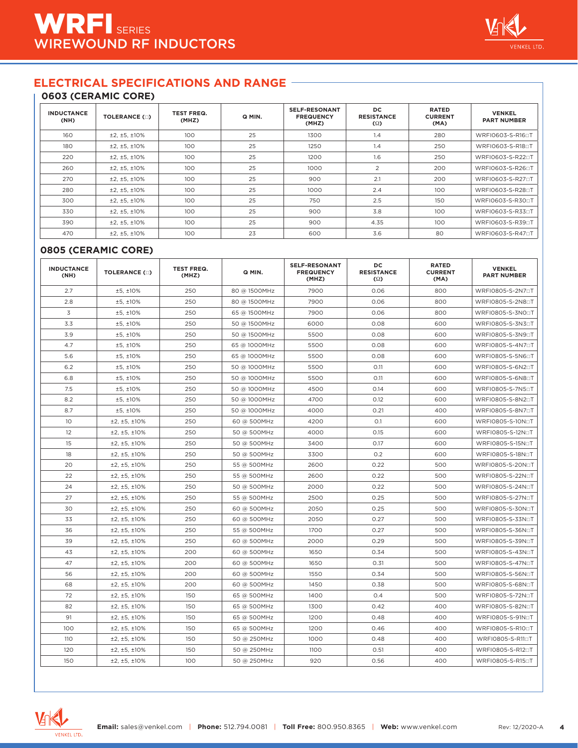# WRFI SERIES WIREWOUND RF INDUCTORS

## ELECTRICAL SPECIFICATIONS AND RANGE

### 0603 (CERAMIC CORE)

| INDUCTANCE (NH) | TOLERANCE (□) | TEST FREQ. (MHZ) | Q MIN. | SELF-RESONANT FREQUENCY (MHZ) | DC RESISTANCE (Ω) | RATED CURRENT (MA) | VENKEL PART NUMBER |
|---|---|---|---|---|---|---|---|
| 160 | ±2, ±5, ±10% | 100 | 25 | 1300 | 1.4 | 280 | WRFI0603-S-R16□T |
| 180 | ±2, ±5, ±10% | 100 | 25 | 1250 | 1.4 | 250 | WRFI0603-S-R18□T |
| 220 | ±2, ±5, ±10% | 100 | 25 | 1200 | 1.6 | 250 | WRFI0603-S-R22□T |
| 260 | ±2, ±5, ±10% | 100 | 25 | 1000 | 2 | 200 | WRFI0603-S-R26□T |
| 270 | ±2, ±5, ±10% | 100 | 25 | 900 | 2.1 | 200 | WRFI0603-S-R27□T |
| 280 | ±2, ±5, ±10% | 100 | 25 | 1000 | 2.4 | 100 | WRFI0603-S-R28□T |
| 300 | ±2, ±5, ±10% | 100 | 25 | 750 | 2.5 | 150 | WRFI0603-S-R30□T |
| 330 | ±2, ±5, ±10% | 100 | 25 | 900 | 3.8 | 100 | WRFI0603-S-R33□T |
| 390 | ±2, ±5, ±10% | 100 | 25 | 900 | 4.35 | 100 | WRFI0603-S-R39□T |
| 470 | ±2, ±5, ±10% | 100 | 23 | 600 | 3.6 | 80 | WRFI0603-S-R47□T |

### 0805 (CERAMIC CORE)

| INDUCTANCE (NH) | TOLERANCE (□) | TEST FREQ. (MHZ) | Q MIN. | SELF-RESONANT FREQUENCY (MHZ) | DC RESISTANCE (Ω) | RATED CURRENT (MA) | VENKEL PART NUMBER |
|---|---|---|---|---|---|---|---|
| 2.7 | ±5, ±10% | 250 | 80 @ 1500MHz | 7900 | 0.06 | 800 | WRFI0805-S-2N7□T |
| 2.8 | ±5, ±10% | 250 | 80 @ 1500MHz | 7900 | 0.06 | 800 | WRFI0805-S-2N8□T |
| 3 | ±5, ±10% | 250 | 65 @ 1500MHz | 7900 | 0.06 | 800 | WRFI0805-S-3N0□T |
| 3.3 | ±5, ±10% | 250 | 50 @ 1500MHz | 6000 | 0.08 | 600 | WRFI0805-S-3N3□T |
| 3.9 | ±5, ±10% | 250 | 50 @ 1500MHz | 5500 | 0.08 | 600 | WRFI0805-S-3N9□T |
| 4.7 | ±5, ±10% | 250 | 65 @ 1000MHz | 5500 | 0.08 | 600 | WRFI0805-S-4N7□T |
| 5.6 | ±5, ±10% | 250 | 65 @ 1000MHz | 5500 | 0.08 | 600 | WRFI0805-S-5N6□T |
| 6.2 | ±5, ±10% | 250 | 50 @ 1000MHz | 5500 | 0.11 | 600 | WRFI0805-S-6N2□T |
| 6.8 | ±5, ±10% | 250 | 50 @ 1000MHz | 5500 | 0.11 | 600 | WRFI0805-S-6N8□T |
| 7.5 | ±5, ±10% | 250 | 50 @ 1000MHz | 4500 | 0.14 | 600 | WRFI0805-S-7N5□T |
| 8.2 | ±5, ±10% | 250 | 50 @ 1000MHz | 4700 | 0.12 | 600 | WRFI0805-S-8N2□T |
| 8.7 | ±5, ±10% | 250 | 50 @ 1000MHz | 4000 | 0.21 | 400 | WRFI0805-S-8N7□T |
| 10 | ±2, ±5, ±10% | 250 | 60 @ 500MHz | 4200 | 0.1 | 600 | WRFI0805-S-10N□T |
| 12 | ±2, ±5, ±10% | 250 | 50 @ 500MHz | 4000 | 0.15 | 600 | WRFI0805-S-12N□T |
| 15 | ±2, ±5, ±10% | 250 | 50 @ 500MHz | 3400 | 0.17 | 600 | WRFI0805-S-15N□T |
| 18 | ±2, ±5, ±10% | 250 | 50 @ 500MHz | 3300 | 0.2 | 600 | WRFI0805-S-18N□T |
| 20 | ±2, ±5, ±10% | 250 | 55 @ 500MHz | 2600 | 0.22 | 500 | WRFI0805-S-20N□T |
| 22 | ±2, ±5, ±10% | 250 | 55 @ 500MHz | 2600 | 0.22 | 500 | WRFI0805-S-22N□T |
| 24 | ±2, ±5, ±10% | 250 | 50 @ 500MHz | 2000 | 0.22 | 500 | WRFI0805-S-24N□T |
| 27 | ±2, ±5, ±10% | 250 | 55 @ 500MHz | 2500 | 0.25 | 500 | WRFI0805-S-27N□T |
| 30 | ±2, ±5, ±10% | 250 | 60 @ 500MHz | 2050 | 0.25 | 500 | WRFI0805-S-30N□T |
| 33 | ±2, ±5, ±10% | 250 | 60 @ 500MHz | 2050 | 0.27 | 500 | WRFI0805-S-33N□T |
| 36 | ±2, ±5, ±10% | 250 | 55 @ 500MHz | 1700 | 0.27 | 500 | WRFI0805-S-36N□T |
| 39 | ±2, ±5, ±10% | 250 | 60 @ 500MHz | 2000 | 0.29 | 500 | WRFI0805-S-39N□T |
| 43 | ±2, ±5, ±10% | 200 | 60 @ 500MHz | 1650 | 0.34 | 500 | WRFI0805-S-43N□T |
| 47 | ±2, ±5, ±10% | 200 | 60 @ 500MHz | 1650 | 0.31 | 500 | WRFI0805-S-47N□T |
| 56 | ±2, ±5, ±10% | 200 | 60 @ 500MHz | 1550 | 0.34 | 500 | WRFI0805-S-56N□T |
| 68 | ±2, ±5, ±10% | 200 | 60 @ 500MHz | 1450 | 0.38 | 500 | WRFI0805-S-68N□T |
| 72 | ±2, ±5, ±10% | 150 | 65 @ 500MHz | 1400 | 0.4 | 500 | WRFI0805-S-72N□T |
| 82 | ±2, ±5, ±10% | 150 | 65 @ 500MHz | 1300 | 0.42 | 400 | WRFI0805-S-82N□T |
| 91 | ±2, ±5, ±10% | 150 | 65 @ 500MHz | 1200 | 0.48 | 400 | WRFI0805-S-91N□T |
| 100 | ±2, ±5, ±10% | 150 | 65 @ 500MHz | 1200 | 0.46 | 400 | WRFI0805-S-R10□T |
| 110 | ±2, ±5, ±10% | 150 | 50 @ 250MHz | 1000 | 0.48 | 400 | WRFI0805-S-R11□T |
| 120 | ±2, ±5, ±10% | 150 | 50 @ 250MHz | 1100 | 0.51 | 400 | WRFI0805-S-R12□T |
| 150 | ±2, ±5, ±10% | 100 | 50 @ 250MHz | 920 | 0.56 | 400 | WRFI0805-S-R15□T |

**Email:** sales@venkel.com | **Phone:** 512.794.0081 | **Toll Free:** 800.950.8365 | **Web:** www.venkel.com Rev: 12/2020-A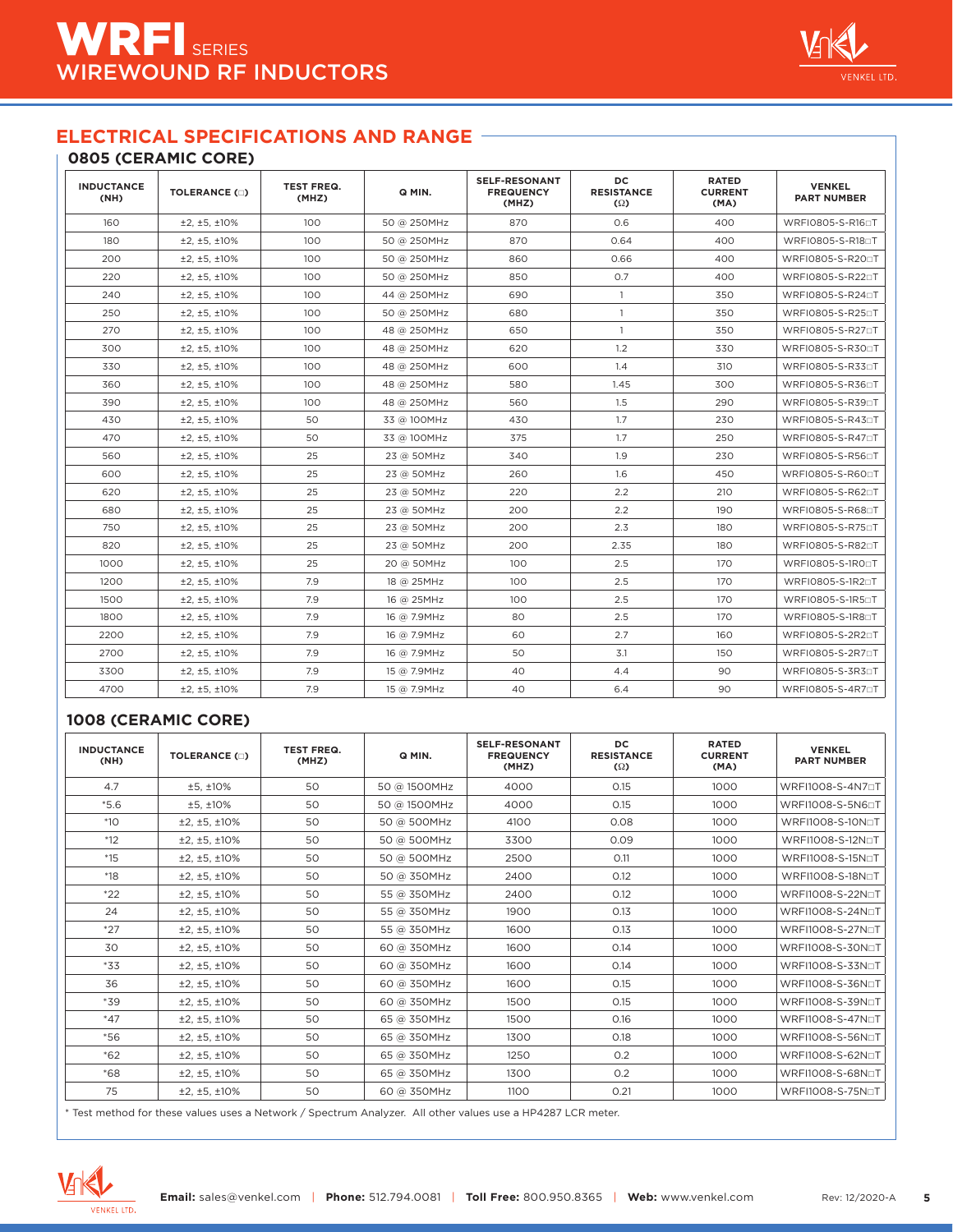# WRFI SERIES WIREWOUND RF INDUCTORS

## ELECTRICAL SPECIFICATIONS AND RANGE

### 0805 (CERAMIC CORE)

| INDUCTANCE (NH) | TOLERANCE (□) | TEST FREQ. (MHZ) | Q MIN. | SELF-RESONANT FREQUENCY (MHZ) | DC RESISTANCE (Ω) | RATED CURRENT (MA) | VENKEL PART NUMBER |
|---|---|---|---|---|---|---|---|
| 160 | ±2, ±5, ±10% | 100 | 50 @ 250MHz | 870 | 0.6 | 400 | WRFI0805-S-R16□T |
| 180 | ±2, ±5, ±10% | 100 | 50 @ 250MHz | 870 | 0.64 | 400 | WRFI0805-S-R18□T |
| 200 | ±2, ±5, ±10% | 100 | 50 @ 250MHz | 860 | 0.66 | 400 | WRFI0805-S-R20□T |
| 220 | ±2, ±5, ±10% | 100 | 50 @ 250MHz | 850 | 0.7 | 400 | WRFI0805-S-R22□T |
| 240 | ±2, ±5, ±10% | 100 | 44 @ 250MHz | 690 | 1 | 350 | WRFI0805-S-R24□T |
| 250 | ±2, ±5, ±10% | 100 | 50 @ 250MHz | 680 | 1 | 350 | WRFI0805-S-R25□T |
| 270 | ±2, ±5, ±10% | 100 | 48 @ 250MHz | 650 | 1 | 350 | WRFI0805-S-R27□T |
| 300 | ±2, ±5, ±10% | 100 | 48 @ 250MHz | 620 | 1.2 | 330 | WRFI0805-S-R30□T |
| 330 | ±2, ±5, ±10% | 100 | 48 @ 250MHz | 600 | 1.4 | 310 | WRFI0805-S-R33□T |
| 360 | ±2, ±5, ±10% | 100 | 48 @ 250MHz | 580 | 1.45 | 300 | WRFI0805-S-R36□T |
| 390 | ±2, ±5, ±10% | 100 | 48 @ 250MHz | 560 | 1.5 | 290 | WRFI0805-S-R39□T |
| 430 | ±2, ±5, ±10% | 50 | 33 @ 100MHz | 430 | 1.7 | 230 | WRFI0805-S-R43□T |
| 470 | ±2, ±5, ±10% | 50 | 33 @ 100MHz | 375 | 1.7 | 250 | WRFI0805-S-R47□T |
| 560 | ±2, ±5, ±10% | 25 | 23 @ 50MHz | 340 | 1.9 | 230 | WRFI0805-S-R56□T |
| 600 | ±2, ±5, ±10% | 25 | 23 @ 50MHz | 260 | 1.6 | 450 | WRFI0805-S-R60□T |
| 620 | ±2, ±5, ±10% | 25 | 23 @ 50MHz | 220 | 2.2 | 210 | WRFI0805-S-R62□T |
| 680 | ±2, ±5, ±10% | 25 | 23 @ 50MHz | 200 | 2.2 | 190 | WRFI0805-S-R68□T |
| 750 | ±2, ±5, ±10% | 25 | 23 @ 50MHz | 200 | 2.3 | 180 | WRFI0805-S-R75□T |
| 820 | ±2, ±5, ±10% | 25 | 23 @ 50MHz | 200 | 2.35 | 180 | WRFI0805-S-R82□T |
| 1000 | ±2, ±5, ±10% | 25 | 20 @ 50MHz | 100 | 2.5 | 170 | WRFI0805-S-1R0□T |
| 1200 | ±2, ±5, ±10% | 7.9 | 18 @ 25MHz | 100 | 2.5 | 170 | WRFI0805-S-1R2□T |
| 1500 | ±2, ±5, ±10% | 7.9 | 16 @ 25MHz | 100 | 2.5 | 170 | WRFI0805-S-1R5□T |
| 1800 | ±2, ±5, ±10% | 7.9 | 16 @ 7.9MHz | 80 | 2.5 | 170 | WRFI0805-S-1R8□T |
| 2200 | ±2, ±5, ±10% | 7.9 | 16 @ 7.9MHz | 60 | 2.7 | 160 | WRFI0805-S-2R2□T |
| 2700 | ±2, ±5, ±10% | 7.9 | 16 @ 7.9MHz | 50 | 3.1 | 150 | WRFI0805-S-2R7□T |
| 3300 | ±2, ±5, ±10% | 7.9 | 15 @ 7.9MHz | 40 | 4.4 | 90 | WRFI0805-S-3R3□T |
| 4700 | ±2, ±5, ±10% | 7.9 | 15 @ 7.9MHz | 40 | 6.4 | 90 | WRFI0805-S-4R7□T |

### 1008 (CERAMIC CORE)

| INDUCTANCE (NH) | TOLERANCE (□) | TEST FREQ. (MHZ) | Q MIN. | SELF-RESONANT FREQUENCY (MHZ) | DC RESISTANCE (Ω) | RATED CURRENT (MA) | VENKEL PART NUMBER |
|---|---|---|---|---|---|---|---|
| 4.7 | ±5, ±10% | 50 | 50 @ 1500MHz | 4000 | 0.15 | 1000 | WRFI1008-S-4N7□T |
| *5.6 | ±5, ±10% | 50 | 50 @ 1500MHz | 4000 | 0.15 | 1000 | WRFI1008-S-5N6□T |
| *10 | ±2, ±5, ±10% | 50 | 50 @ 500MHz | 4100 | 0.08 | 1000 | WRFI1008-S-10N□T |
| *12 | ±2, ±5, ±10% | 50 | 50 @ 500MHz | 3300 | 0.09 | 1000 | WRFI1008-S-12N□T |
| *15 | ±2, ±5, ±10% | 50 | 50 @ 500MHz | 2500 | 0.11 | 1000 | WRFI1008-S-15N□T |
| *18 | ±2, ±5, ±10% | 50 | 50 @ 350MHz | 2400 | 0.12 | 1000 | WRFI1008-S-18N□T |
| *22 | ±2, ±5, ±10% | 50 | 55 @ 350MHz | 2400 | 0.12 | 1000 | WRFI1008-S-22N□T |
| 24 | ±2, ±5, ±10% | 50 | 55 @ 350MHz | 1900 | 0.13 | 1000 | WRFI1008-S-24N□T |
| *27 | ±2, ±5, ±10% | 50 | 55 @ 350MHz | 1600 | 0.13 | 1000 | WRFI1008-S-27N□T |
| 30 | ±2, ±5, ±10% | 50 | 60 @ 350MHz | 1600 | 0.14 | 1000 | WRFI1008-S-30N□T |
| *33 | ±2, ±5, ±10% | 50 | 60 @ 350MHz | 1600 | 0.14 | 1000 | WRFI1008-S-33N□T |
| 36 | ±2, ±5, ±10% | 50 | 60 @ 350MHz | 1600 | 0.15 | 1000 | WRFI1008-S-36N□T |
| *39 | ±2, ±5, ±10% | 50 | 60 @ 350MHz | 1500 | 0.15 | 1000 | WRFI1008-S-39N□T |
| *47 | ±2, ±5, ±10% | 50 | 65 @ 350MHz | 1500 | 0.16 | 1000 | WRFI1008-S-47N□T |
| *56 | ±2, ±5, ±10% | 50 | 65 @ 350MHz | 1300 | 0.18 | 1000 | WRFI1008-S-56N□T |
| *62 | ±2, ±5, ±10% | 50 | 65 @ 350MHz | 1250 | 0.2 | 1000 | WRFI1008-S-62N□T |
| *68 | ±2, ±5, ±10% | 50 | 65 @ 350MHz | 1300 | 0.2 | 1000 | WRFI1008-S-68N□T |
| 75 | ±2, ±5, ±10% | 50 | 60 @ 350MHz | 1100 | 0.21 | 1000 | WRFI1008-S-75N□T |

* Test method for these values uses a Network / Spectrum Analyzer. All other values use a HP4287 LCR meter.

**Email:** sales@venkel.com | **Phone:** 512.794.0081 | **Toll Free:** 800.950.8365 | **Web:** www.venkel.com

Rev: 12/2020-A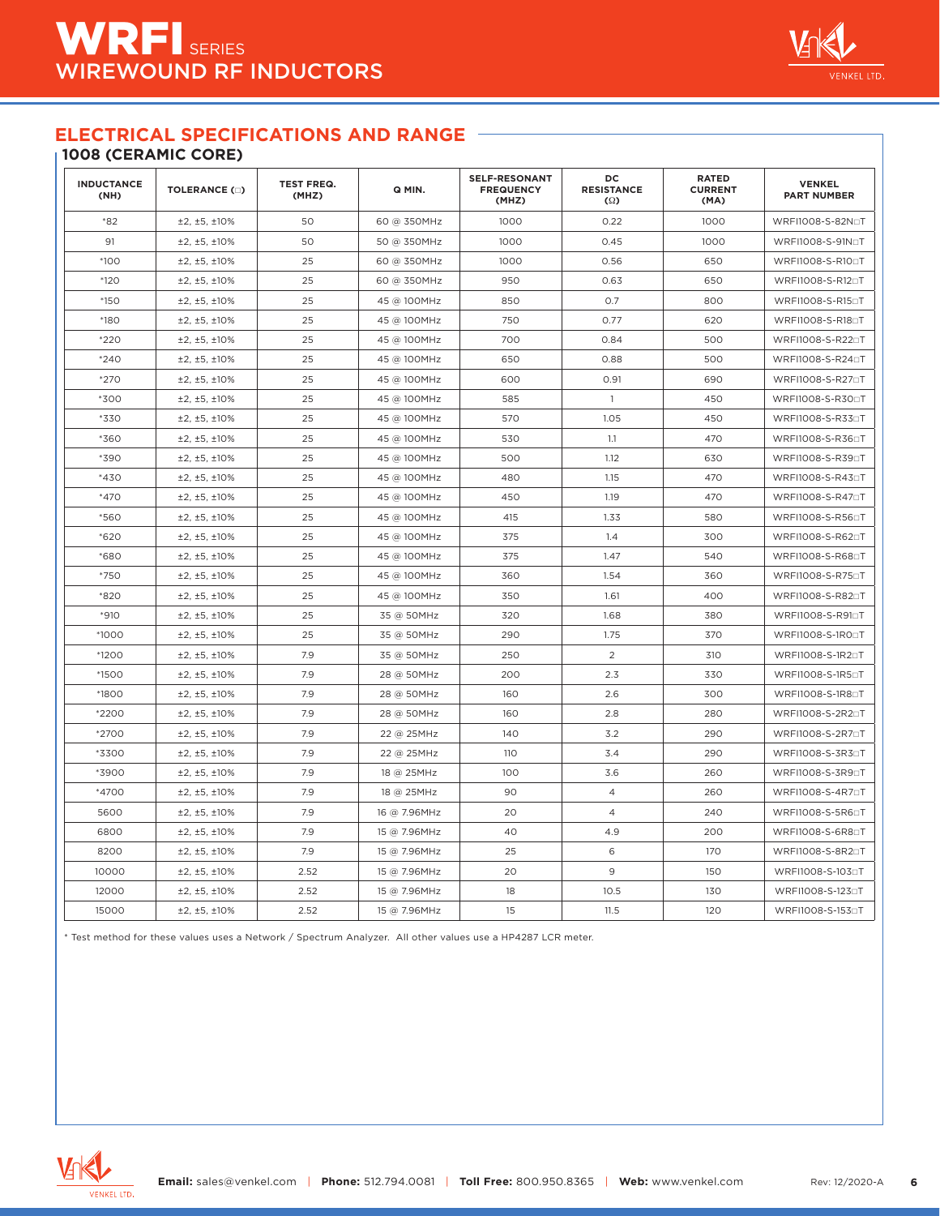# WRFI SERIES WIREWOUND RF INDUCTORS

## ELECTRICAL SPECIFICATIONS AND RANGE

### 1008 (CERAMIC CORE)

| INDUCTANCE (NH) | TOLERANCE (□) | TEST FREQ. (MHZ) | Q MIN. | SELF-RESONANT FREQUENCY (MHZ) | DC RESISTANCE (Ω) | RATED CURRENT (MA) | VENKEL PART NUMBER |
|---|---|---|---|---|---|---|---|
| *82 | ±2, ±5, ±10% | 50 | 60 @ 350MHz | 1000 | 0.22 | 1000 | WRFI1008-S-82N□T |
| 91 | ±2, ±5, ±10% | 50 | 50 @ 350MHz | 1000 | 0.45 | 1000 | WRFI1008-S-91N□T |
| *100 | ±2, ±5, ±10% | 25 | 60 @ 350MHz | 1000 | 0.56 | 650 | WRFI1008-S-R10□T |
| *120 | ±2, ±5, ±10% | 25 | 60 @ 350MHz | 950 | 0.63 | 650 | WRFI1008-S-R12□T |
| *150 | ±2, ±5, ±10% | 25 | 45 @ 100MHz | 850 | 0.7 | 800 | WRFI1008-S-R15□T |
| *180 | ±2, ±5, ±10% | 25 | 45 @ 100MHz | 750 | 0.77 | 620 | WRFI1008-S-R18□T |
| *220 | ±2, ±5, ±10% | 25 | 45 @ 100MHz | 700 | 0.84 | 500 | WRFI1008-S-R22□T |
| *240 | ±2, ±5, ±10% | 25 | 45 @ 100MHz | 650 | 0.88 | 500 | WRFI1008-S-R24□T |
| *270 | ±2, ±5, ±10% | 25 | 45 @ 100MHz | 600 | 0.91 | 690 | WRFI1008-S-R27□T |
| *300 | ±2, ±5, ±10% | 25 | 45 @ 100MHz | 585 | 1 | 450 | WRFI1008-S-R30□T |
| *330 | ±2, ±5, ±10% | 25 | 45 @ 100MHz | 570 | 1.05 | 450 | WRFI1008-S-R33□T |
| *360 | ±2, ±5, ±10% | 25 | 45 @ 100MHz | 530 | 1.1 | 470 | WRFI1008-S-R36□T |
| *390 | ±2, ±5, ±10% | 25 | 45 @ 100MHz | 500 | 1.12 | 630 | WRFI1008-S-R39□T |
| *430 | ±2, ±5, ±10% | 25 | 45 @ 100MHz | 480 | 1.15 | 470 | WRFI1008-S-R43□T |
| *470 | ±2, ±5, ±10% | 25 | 45 @ 100MHz | 450 | 1.19 | 470 | WRFI1008-S-R47□T |
| *560 | ±2, ±5, ±10% | 25 | 45 @ 100MHz | 415 | 1.33 | 580 | WRFI1008-S-R56□T |
| *620 | ±2, ±5, ±10% | 25 | 45 @ 100MHz | 375 | 1.4 | 300 | WRFI1008-S-R62□T |
| *680 | ±2, ±5, ±10% | 25 | 45 @ 100MHz | 375 | 1.47 | 540 | WRFI1008-S-R68□T |
| *750 | ±2, ±5, ±10% | 25 | 45 @ 100MHz | 360 | 1.54 | 360 | WRFI1008-S-R75□T |
| *820 | ±2, ±5, ±10% | 25 | 45 @ 100MHz | 350 | 1.61 | 400 | WRFI1008-S-R82□T |
| *910 | ±2, ±5, ±10% | 25 | 35 @ 50MHz | 320 | 1.68 | 380 | WRFI1008-S-R91□T |
| *1000 | ±2, ±5, ±10% | 25 | 35 @ 50MHz | 290 | 1.75 | 370 | WRFI1008-S-1R0□T |
| *1200 | ±2, ±5, ±10% | 7.9 | 35 @ 50MHz | 250 | 2 | 310 | WRFI1008-S-1R2□T |
| *1500 | ±2, ±5, ±10% | 7.9 | 28 @ 50MHz | 200 | 2.3 | 330 | WRFI1008-S-1R5□T |
| *1800 | ±2, ±5, ±10% | 7.9 | 28 @ 50MHz | 160 | 2.6 | 300 | WRFI1008-S-1R8□T |
| *2200 | ±2, ±5, ±10% | 7.9 | 28 @ 50MHz | 160 | 2.8 | 280 | WRFI1008-S-2R2□T |
| *2700 | ±2, ±5, ±10% | 7.9 | 22 @ 25MHz | 140 | 3.2 | 290 | WRFI1008-S-2R7□T |
| *3300 | ±2, ±5, ±10% | 7.9 | 22 @ 25MHz | 110 | 3.4 | 290 | WRFI1008-S-3R3□T |
| *3900 | ±2, ±5, ±10% | 7.9 | 18 @ 25MHz | 100 | 3.6 | 260 | WRFI1008-S-3R9□T |
| *4700 | ±2, ±5, ±10% | 7.9 | 18 @ 25MHz | 90 | 4 | 260 | WRFI1008-S-4R7□T |
| 5600 | ±2, ±5, ±10% | 7.9 | 16 @ 7.96MHz | 20 | 4 | 240 | WRFI1008-S-5R6□T |
| 6800 | ±2, ±5, ±10% | 7.9 | 15 @ 7.96MHz | 40 | 4.9 | 200 | WRFI1008-S-6R8□T |
| 8200 | ±2, ±5, ±10% | 7.9 | 15 @ 7.96MHz | 25 | 6 | 170 | WRFI1008-S-8R2□T |
| 10000 | ±2, ±5, ±10% | 2.52 | 15 @ 7.96MHz | 20 | 9 | 150 | WRFI1008-S-103□T |
| 12000 | ±2, ±5, ±10% | 2.52 | 15 @ 7.96MHz | 18 | 10.5 | 130 | WRFI1008-S-123□T |
| 15000 | ±2, ±5, ±10% | 2.52 | 15 @ 7.96MHz | 15 | 11.5 | 120 | WRFI1008-S-153□T |

* Test method for these values uses a Network / Spectrum Analyzer. All other values use a HP4287 LCR meter.

**Email:** sales@venkel.com | **Phone:** 512.794.0081 | **Toll Free:** 800.950.8365 | **Web:** www.venkel.com

Rev: 12/2020-A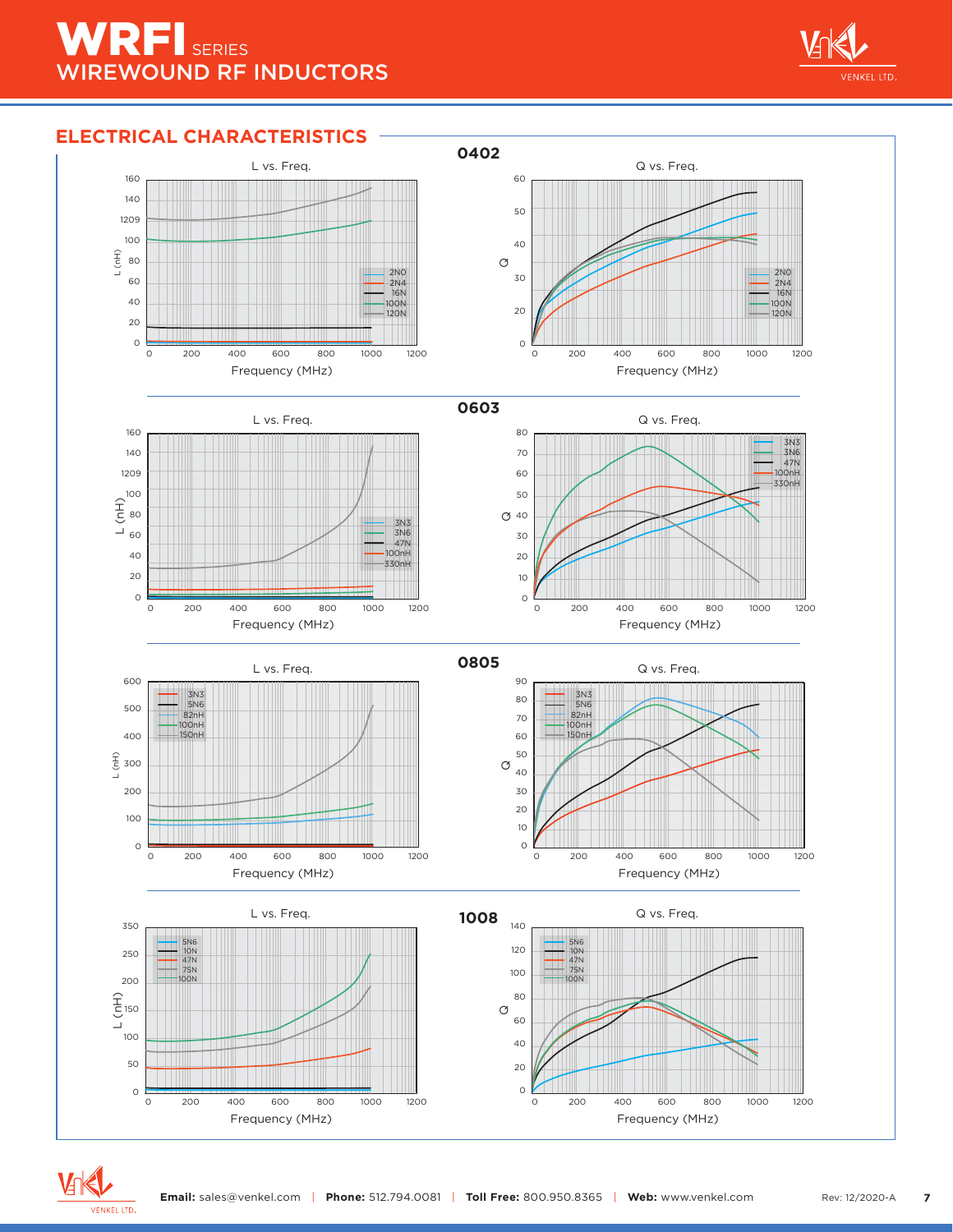# WRFI SERIES
## WIREWOUND RF INDUCTORS

## ELECTRICAL CHARACTERISTICS

### 0402

L vs. Freq.

L (nH) vs. Frequency (MHz) — 2N0, 2N4, 16N, 100N, 120N

Q vs. Freq.

Q vs. Frequency (MHz) — 2N0, 2N4, 16N, 100N, 120N

### 0603

L vs. Freq.

L (nH) vs. Frequency (MHz) — 3N3, 3N6, 47N, 100nH, 330nH

Q vs. Freq.

Q vs. Frequency (MHz) — 3N3, 3N6, 47N, 100nH, 330nH

### 0805

L vs. Freq.

L (nH) vs. Frequency (MHz) — 3N3, 5N6, 82nH, 100nH, 150nH

Q vs. Freq.

Q vs. Frequency (MHz) — 3N3, 5N6, 82nH, 100nH, 150nH

### 1008

L vs. Freq.

L (nH) vs. Frequency (MHz) — 5N6, 10N, 47N, 75N, 100N

Q vs. Freq.

Q vs. Frequency (MHz) — 5N6, 10N, 47N, 75N, 100N

**Email:** sales@venkel.com | **Phone:** 512.794.0081 | **Toll Free:** 800.950.8365 | **Web:** www.venkel.com

Rev: 12/2020-A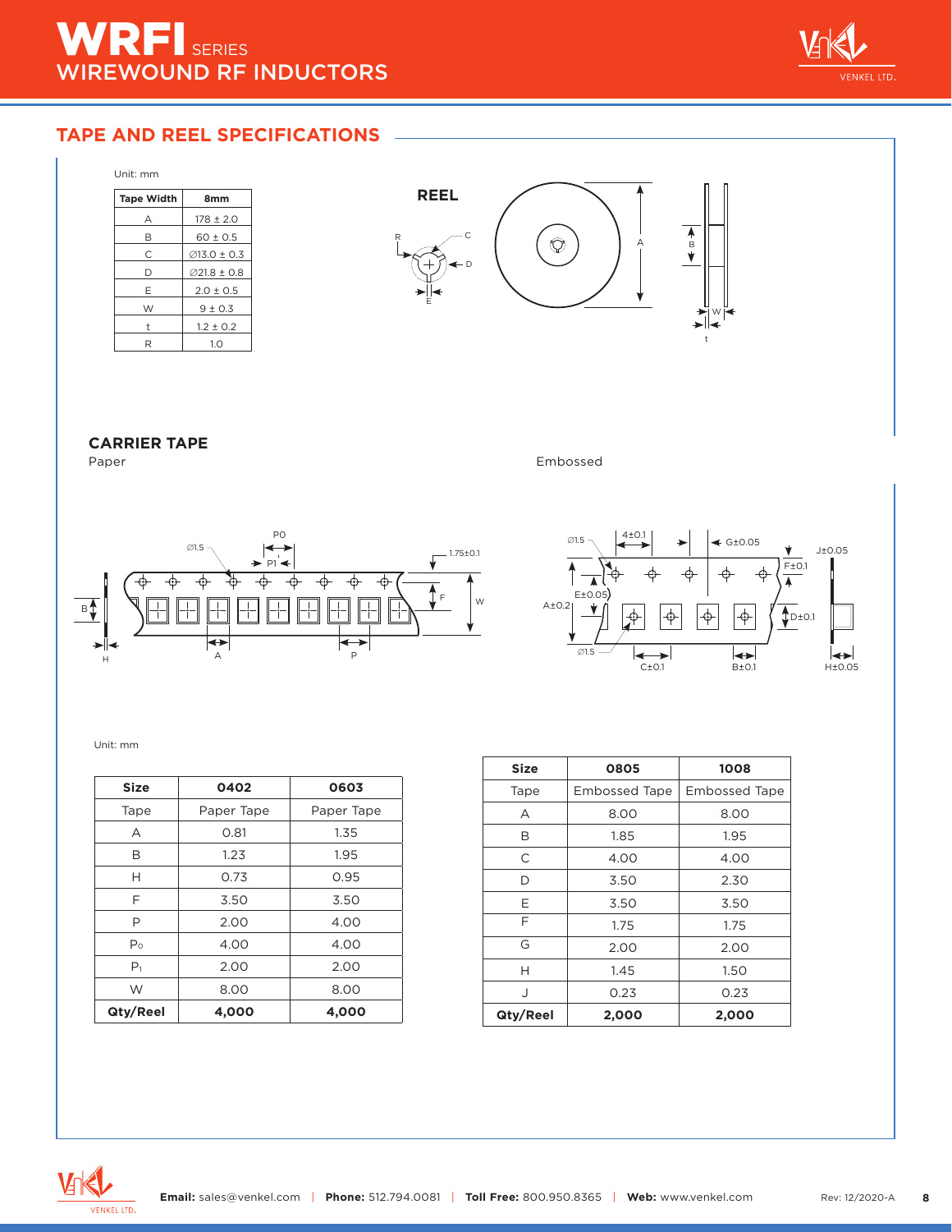## TAPE AND REEL SPECIFICATIONS

Unit: mm

| Tape Width | 8mm |
|---|---|
| A | 178 ± 2.0 |
| B | 60 ± 0.5 |
| C | ∅13.0 ± 0.3 |
| D | ∅21.8 ± 0.8 |
| E | 2.0 ± 0.5 |
| W | 9 ± 0.3 |
| t | 1.2 ± 0.2 |
| R | 1.0 |

**REEL**

### CARRIER TAPE

Paper

Embossed

Unit: mm

| Size | 0402 | 0603 |
|---|---|---|
| Tape | Paper Tape | Paper Tape |
| A | 0.81 | 1.35 |
| B | 1.23 | 1.95 |
| H | 0.73 | 0.95 |
| F | 3.50 | 3.50 |
| P | 2.00 | 4.00 |
| $P_0$ | 4.00 | 4.00 |
| $P_1$ | 2.00 | 2.00 |
| W | 8.00 | 8.00 |
| **Qty/Reel** | **4,000** | **4,000** |

| Size | 0805 | 1008 |
|---|---|---|
| Tape | Embossed Tape | Embossed Tape |
| A | 8.00 | 8.00 |
| B | 1.85 | 1.95 |
| C | 4.00 | 4.00 |
| D | 3.50 | 2.30 |
| E | 3.50 | 3.50 |
| F | 1.75 | 1.75 |
| G | 2.00 | 2.00 |
| H | 1.45 | 1.50 |
| J | 0.23 | 0.23 |
| **Qty/Reel** | **2,000** | **2,000** |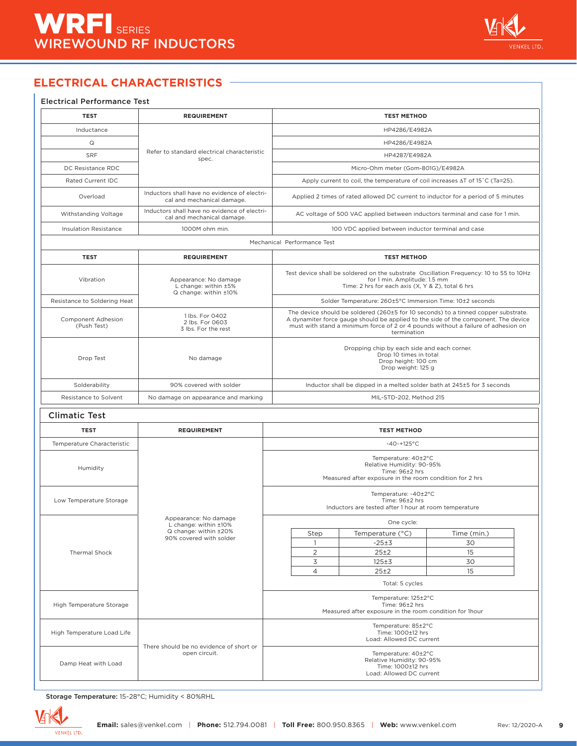# WRFI SERIES WIREWOUND RF INDUCTORS

## ELECTRICAL CHARACTERISTICS

### Electrical Performance Test

| TEST | REQUIREMENT | TEST METHOD |
|---|---|---|
| Inductance | Refer to standard electrical characteristic spec. | HP4286/E4982A |
| Q | | HP4286/E4982A |
| SRF | | HP4287/E4982A |
| DC Resistance RDC | | Micro-Ohm meter (Gom-801G)/E4982A |
| Rated Current IDC | | Apply current to coil, the temperature of coil increases ΔT of 15˚C (Ta=25). |
| Overload | Inductors shall have no evidence of electrical and mechanical damage. | Applied 2 times of rated allowed DC current to inductor for a period of 5 minutes |
| Withstanding Voltage | Inductors shall have no evidence of electrical and mechanical damage. | AC voltage of 500 VAC applied between inductors terminal and case for 1 min. |
| Insulation Resistance | 1000M ohm min. | 100 VDC applied between inductor terminal and case |

### Mechanical Performance Test

| TEST | REQUIREMENT | TEST METHOD |
|---|---|---|
| Vibration | Appearance: No damage<br>L change: within ±5%<br>Q change: within ±10% | Test device shall be soldered on the substrate Oscillation Frequency: 10 to 55 to 10Hz for 1 min. Amplitude: 1.5 mm<br>Time: 2 hrs for each axis (X, Y & Z), total 6 hrs |
| Resistance to Soldering Heat | | Solder Temperature: 260±5°C Immersion Time: 10±2 seconds |
| Component Adhesion (Push Test) | 1 lbs. For 0402<br>2 lbs. For 0603<br>3 lbs. For the rest | The device should be soldered (260±5 for 10 seconds) to a tinned copper substrate. A dynamiter force gauge should be applied to the side of the component. The device must with stand a minimum force of 2 or 4 pounds without a failure of adhesion on termination |
| Drop Test | No damage | Dropping chip by each side and each corner.<br>Drop 10 times in total<br>Drop height: 100 cm<br>Drop weight: 125 g |
| Solderability | 90% covered with solder | Inductor shall be dipped in a melted solder bath at 245±5 for 3 seconds |
| Resistance to Solvent | No damage on appearance and marking | MIL-STD-202, Method 215 |

### Climatic Test

| TEST | REQUIREMENT | TEST METHOD |
|---|---|---|
| Temperature Characteristic | Appearance: No damage<br>L change: within ±10%<br>Q change: within ±20%<br>90% covered with solder | -40~+125°C |
| Humidity | | Temperature: 40±2°C<br>Relative Humidity: 90-95%<br>Time: 96±2 hrs<br>Measured after exposure in the room condition for 2 hrs |
| Low Temperature Storage | | Temperature: -40±2°C<br>Time: 96±2 hrs<br>Inductors are tested after 1 hour at room temperature |
| Thermal Shock | | One cycle:<br>Step 1: -25±3 °C, 30 min.<br>Step 2: 25±2 °C, 15 min.<br>Step 3: 125±3 °C, 30 min.<br>Step 4: 25±2 °C, 15 min.<br>Total: 5 cycles |
| High Temperature Storage | | Temperature: 125±2°C<br>Time: 96±2 hrs<br>Measured after exposure in the room condition for 1hour |
| High Temperature Load Life | There should be no evidence of short or open circuit. | Temperature: 85±2°C<br>Time: 1000±12 hrs<br>Load: Allowed DC current |
| Damp Heat with Load | | Temperature: 40±2°C<br>Relative Humidity: 90-95%<br>Time: 1000±12 hrs<br>Load: Allowed DC current |

Thermal Shock – One cycle:

| Step | Temperature (°C) | Time (min.) |
|---|---|---|
| 1 | -25±3 | 30 |
| 2 | 25±2 | 15 |
| 3 | 125±3 | 30 |
| 4 | 25±2 | 15 |

Total: 5 cycles

**Storage Temperature:** 15-28°C; Humidity < 80%RHL

**Email:** sales@venkel.com | **Phone:** 512.794.0081 | **Toll Free:** 800.950.8365 | **Web:** www.venkel.com

Rev: 12/2020-A